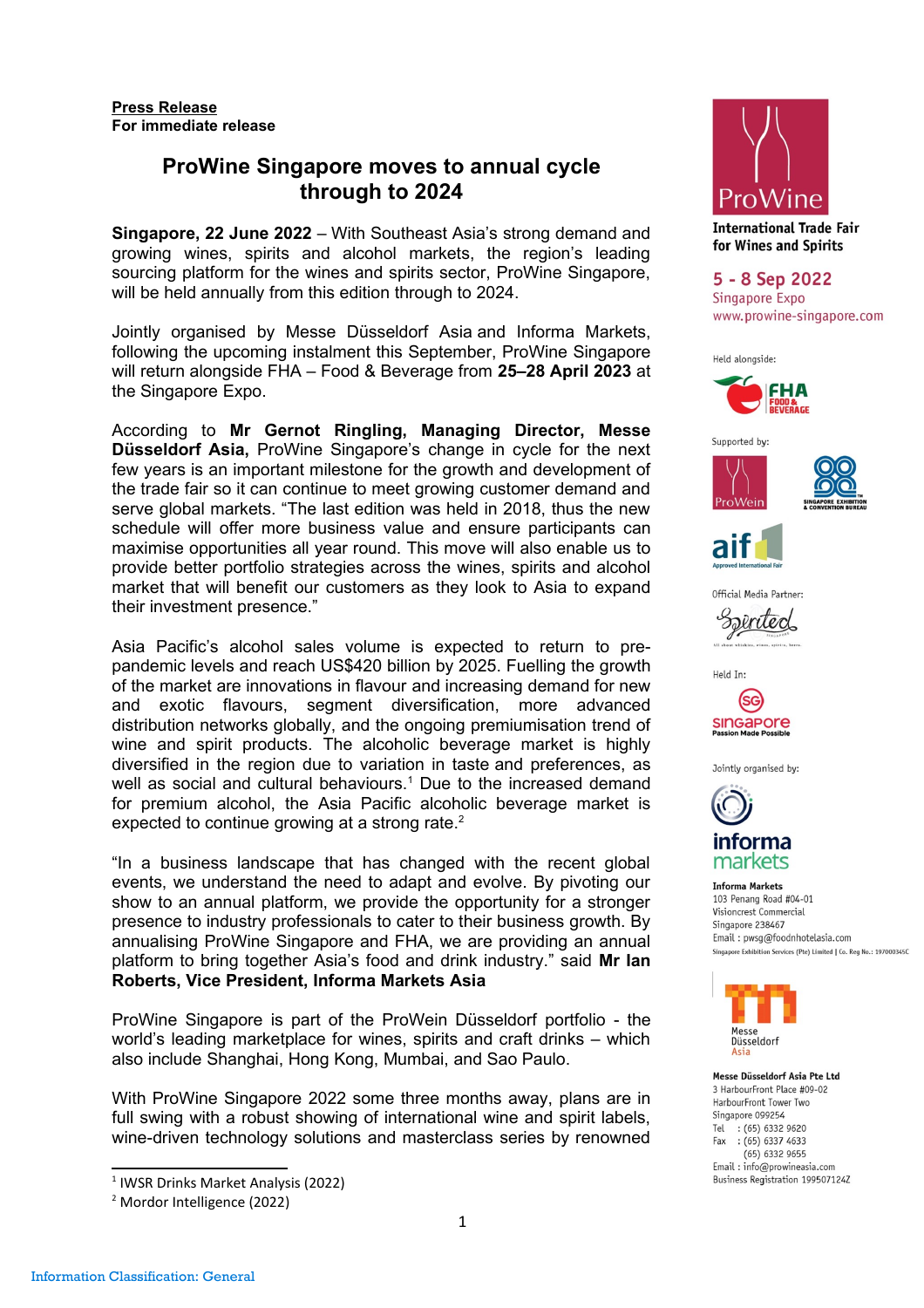**Press Release**
**For immediate release**

# ProWine Singapore moves to annual cycle through to 2024

**Singapore, 22 June 2022** – With Southeast Asia's strong demand and growing wines, spirits and alcohol markets, the region's leading sourcing platform for the wines and spirits sector, ProWine Singapore, will be held annually from this edition through to 2024.

Jointly organised by Messe Düsseldorf Asia and Informa Markets, following the upcoming instalment this September, ProWine Singapore will return alongside FHA – Food & Beverage from **25–28 April 2023** at the Singapore Expo.

According to **Mr Gernot Ringling, Managing Director, Messe Düsseldorf Asia,** ProWine Singapore's change in cycle for the next few years is an important milestone for the growth and development of the trade fair so it can continue to meet growing customer demand and serve global markets. "The last edition was held in 2018, thus the new schedule will offer more business value and ensure participants can maximise opportunities all year round. This move will also enable us to provide better portfolio strategies across the wines, spirits and alcohol market that will benefit our customers as they look to Asia to expand their investment presence."

Asia Pacific's alcohol sales volume is expected to return to pre-pandemic levels and reach US$420 billion by 2025. Fuelling the growth of the market are innovations in flavour and increasing demand for new and exotic flavours, segment diversification, more advanced distribution networks globally, and the ongoing premiumisation trend of wine and spirit products. The alcoholic beverage market is highly diversified in the region due to variation in taste and preferences, as well as social and cultural behaviours.[1] Due to the increased demand for premium alcohol, the Asia Pacific alcoholic beverage market is expected to continue growing at a strong rate.[2]

"In a business landscape that has changed with the recent global events, we understand the need to adapt and evolve. By pivoting our show to an annual platform, we provide the opportunity for a stronger presence to industry professionals to cater to their business growth. By annualising ProWine Singapore and FHA, we are providing an annual platform to bring together Asia's food and drink industry." said **Mr Ian Roberts, Vice President, Informa Markets Asia**

ProWine Singapore is part of the ProWein Düsseldorf portfolio - the world's leading marketplace for wines, spirits and craft drinks – which also include Shanghai, Hong Kong, Mumbai, and Sao Paulo.

With ProWine Singapore 2022 some three months away, plans are in full swing with a robust showing of international wine and spirit labels, wine-driven technology solutions and masterclass series by renowned

---

[1] IWSR Drinks Market Analysis (2022)

[2] Mordor Intelligence (2022)

---

ProWine
**International Trade Fair for Wines and Spirits**

**5 - 8 Sep 2022**
Singapore Expo
www.prowine-singapore.com

Held alongside: FHA Food & Beverage

Supported by: ProWein, Singapore Exhibition & Convention Bureau, aif Approved International Fair

Official Media Partner: Spirited Singapore

Held In: Singapore Passion Made Possible

Jointly organised by:

informa markets

**Informa Markets**
103 Penang Road #04-01
Visioncrest Commercial
Singapore 238467
Email : pwsg@foodnhotelasia.com
Singapore Exhibition Services (Pte) Limited | Co. Reg No.: 197000345C

Messe Düsseldorf Asia

**Messe Düsseldorf Asia Pte Ltd**
3 HarbourFront Place #09-02
HarbourFront Tower Two
Singapore 099254
Tel : (65) 6332 9620
Fax : (65) 6337 4633
(65) 6332 9655
Email : info@prowineasia.com
Business Registration 199507124Z

Information Classification: General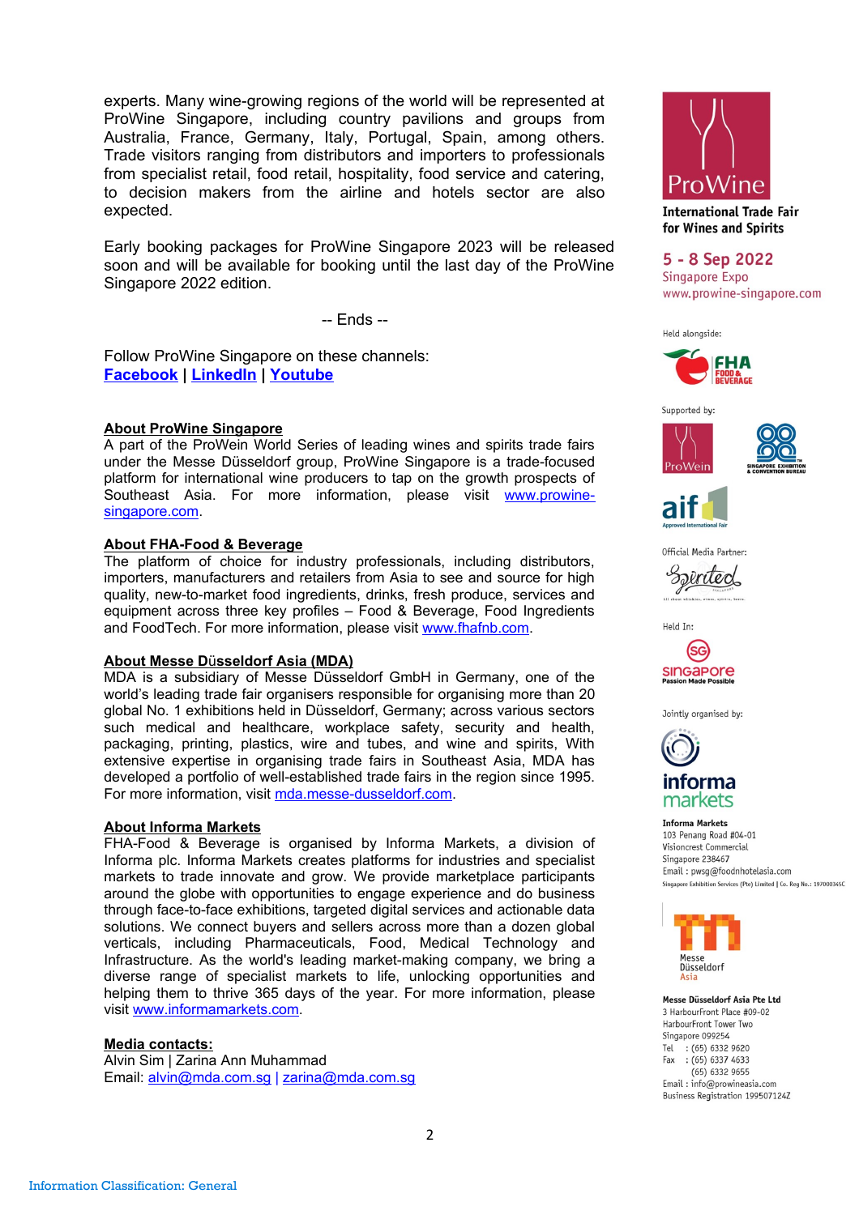experts. Many wine-growing regions of the world will be represented at ProWine Singapore, including country pavilions and groups from Australia, France, Germany, Italy, Portugal, Spain, among others. Trade visitors ranging from distributors and importers to professionals from specialist retail, food retail, hospitality, food service and catering, to decision makers from the airline and hotels sector are also expected.

Early booking packages for ProWine Singapore 2023 will be released soon and will be available for booking until the last day of the ProWine Singapore 2022 edition.

-- Ends --

Follow ProWine Singapore on these channels:
**Facebook | LinkedIn | Youtube**

**About ProWine Singapore**
A part of the ProWein World Series of leading wines and spirits trade fairs under the Messe Düsseldorf group, ProWine Singapore is a trade-focused platform for international wine producers to tap on the growth prospects of Southeast Asia. For more information, please visit www.prowine-singapore.com.

**About FHA-Food & Beverage**
The platform of choice for industry professionals, including distributors, importers, manufacturers and retailers from Asia to see and source for high quality, new-to-market food ingredients, drinks, fresh produce, services and equipment across three key profiles – Food & Beverage, Food Ingredients and FoodTech. For more information, please visit www.fhafnb.com.

**About Messe Düsseldorf Asia (MDA)**
MDA is a subsidiary of Messe Düsseldorf GmbH in Germany, one of the world's leading trade fair organisers responsible for organising more than 20 global No. 1 exhibitions held in Düsseldorf, Germany; across various sectors such medical and healthcare, workplace safety, security and health, packaging, printing, plastics, wire and tubes, and wine and spirits, With extensive expertise in organising trade fairs in Southeast Asia, MDA has developed a portfolio of well-established trade fairs in the region since 1995. For more information, visit mda.messe-dusseldorf.com.

**About Informa Markets**
FHA-Food & Beverage is organised by Informa Markets, a division of Informa plc. Informa Markets creates platforms for industries and specialist markets to trade innovate and grow. We provide marketplace participants around the globe with opportunities to engage experience and do business through face-to-face exhibitions, targeted digital services and actionable data solutions. We connect buyers and sellers across more than a dozen global verticals, including Pharmaceuticals, Food, Medical Technology and Infrastructure. As the world's leading market-making company, we bring a diverse range of specialist markets to life, unlocking opportunities and helping them to thrive 365 days of the year. For more information, please visit www.informamarkets.com.

**Media contacts:**
Alvin Sim | Zarina Ann Muhammad
Email: alvin@mda.com.sg | zarina@mda.com.sg

ProWine
**International Trade Fair for Wines and Spirits**

**5 - 8 Sep 2022**
Singapore Expo
www.prowine-singapore.com

Held alongside:
FHA Food & Beverage

Supported by:
ProWein
Singapore Exhibition & Convention Bureau
aif Approved International Fair

Official Media Partner:
Spirited Singapore

Held In:
Singapore Passion Made Possible

Jointly organised by:
informa markets

**Informa Markets**
103 Penang Road #04-01
Visioncrest Commercial
Singapore 238467
Email : pwsg@foodnhotelasia.com
Singapore Exhibition Services (Pte) Limited | Co. Reg No.: 197000345C

Messe Düsseldorf Asia

**Messe Düsseldorf Asia Pte Ltd**
3 HarbourFront Place #09-02
HarbourFront Tower Two
Singapore 099254
Tel : (65) 6332 9620
Fax : (65) 6337 4633
(65) 6332 9655
Email : info@prowineasia.com
Business Registration 199507124Z

Information Classification: General